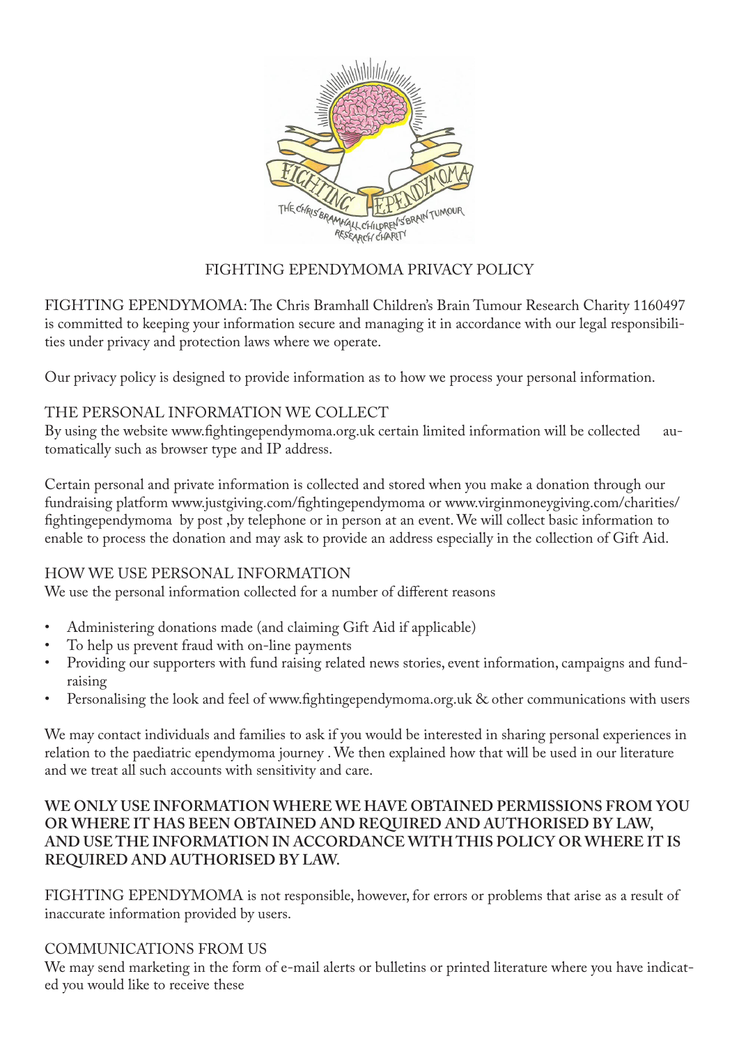# FIGHTING EPENDYMOMA PRIVACY POLICY

FIGHTING EPENDYMOMA: The Chris Bramhall Children's Brain Tumour Research Charity 1160497 is committed to keeping your information secure and managing it in accordance with our legal responsibilities under privacy and protection laws where we operate.

Our privacy policy is designed to provide information as to how we process your personal information.

## THE PERSONAL INFORMATION WE COLLECT

By using the website www.fightingependymoma.org.uk certain limited information will be collected automatically such as browser type and IP address.

Certain personal and private information is collected and stored when you make a donation through our fundraising platform www.justgiving.com/fightingependymoma or www.virginmoneygiving.com/charities/fightingependymoma by post ,by telephone or in person at an event. We will collect basic information to enable to process the donation and may ask to provide an address especially in the collection of Gift Aid.

## HOW WE USE PERSONAL INFORMATION

We use the personal information collected for a number of different reasons

- Administering donations made (and claiming Gift Aid if applicable)
- To help us prevent fraud with on-line payments
- Providing our supporters with fund raising related news stories, event information, campaigns and fundraising
- Personalising the look and feel of www.fightingependymoma.org.uk & other communications with users

We may contact individuals and families to ask if you would be interested in sharing personal experiences in relation to the paediatric ependymoma journey . We then explained how that will be used in our literature and we treat all such accounts with sensitivity and care.

**WE ONLY USE INFORMATION WHERE WE HAVE OBTAINED PERMISSIONS FROM YOU OR WHERE IT HAS BEEN OBTAINED AND REQUIRED AND AUTHORISED BY LAW, AND USE THE INFORMATION IN ACCORDANCE WITH THIS POLICY OR WHERE IT IS REQUIRED AND AUTHORISED BY LAW.**

FIGHTING EPENDYMOMA is not responsible, however, for errors or problems that arise as a result of inaccurate information provided by users.

## COMMUNICATIONS FROM US

We may send marketing in the form of e-mail alerts or bulletins or printed literature where you have indicated you would like to receive these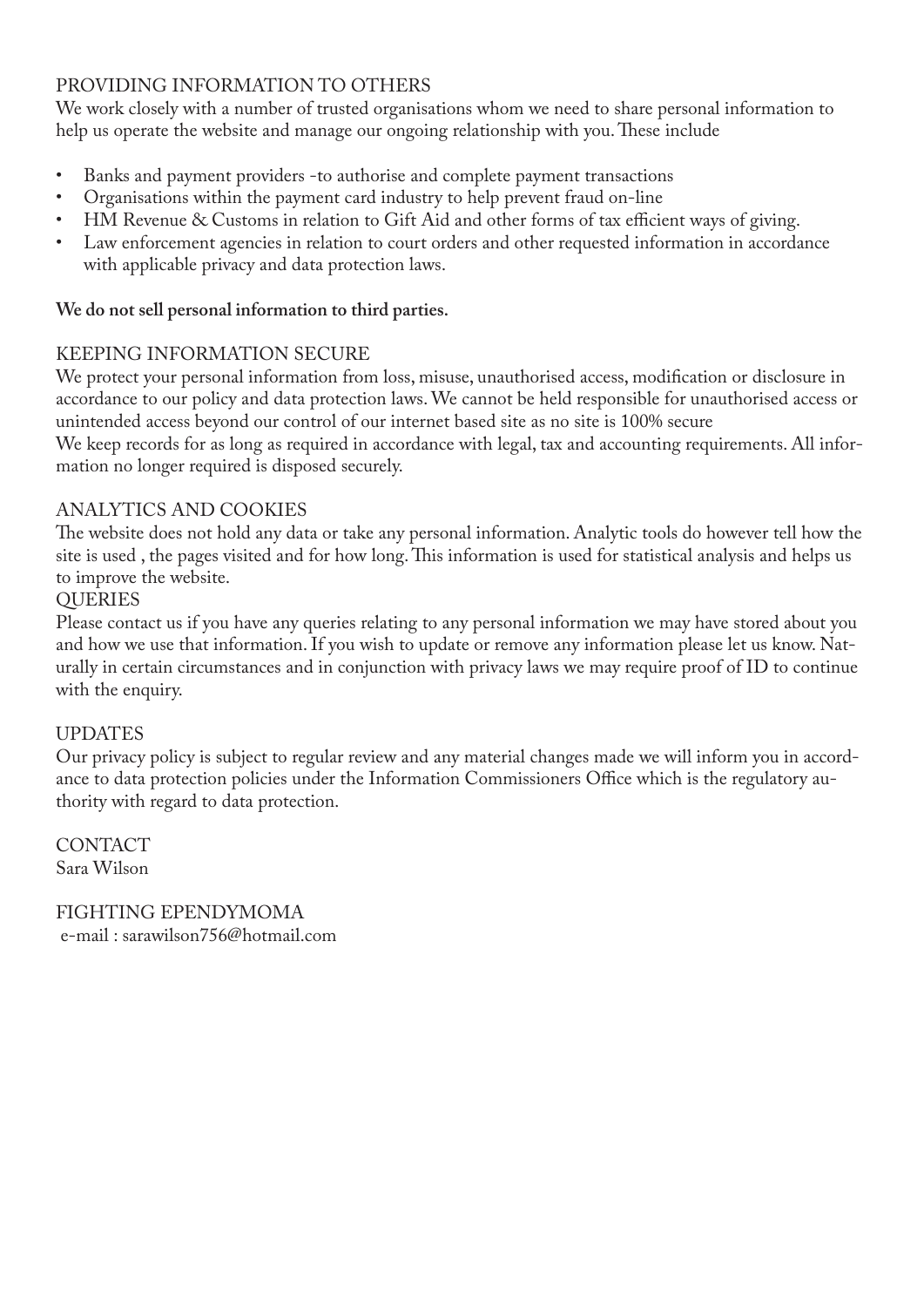## PROVIDING INFORMATION TO OTHERS

We work closely with a number of trusted organisations whom we need to share personal information to help us operate the website and manage our ongoing relationship with you. These include

- Banks and payment providers -to authorise and complete payment transactions
- Organisations within the payment card industry to help prevent fraud on-line
- HM Revenue & Customs in relation to Gift Aid and other forms of tax efficient ways of giving.
- Law enforcement agencies in relation to court orders and other requested information in accordance with applicable privacy and data protection laws.

**We do not sell personal information to third parties.**

## KEEPING INFORMATION SECURE

We protect your personal information from loss, misuse, unauthorised access, modification or disclosure in accordance to our policy and data protection laws. We cannot be held responsible for unauthorised access or unintended access beyond our control of our internet based site as no site is 100% secure

We keep records for as long as required in accordance with legal, tax and accounting requirements. All information no longer required is disposed securely.

## ANALYTICS AND COOKIES

The website does not hold any data or take any personal information. Analytic tools do however tell how the site is used , the pages visited and for how long. This information is used for statistical analysis and helps us to improve the website.

## QUERIES

Please contact us if you have any queries relating to any personal information we may have stored about you and how we use that information. If you wish to update or remove any information please let us know. Naturally in certain circumstances and in conjunction with privacy laws we may require proof of ID to continue with the enquiry.

## UPDATES

Our privacy policy is subject to regular review and any material changes made we will inform you in accordance to data protection policies under the Information Commissioners Office which is the regulatory authority with regard to data protection.

## CONTACT

Sara Wilson

FIGHTING EPENDYMOMA

e-mail : sarawilson756@hotmail.com